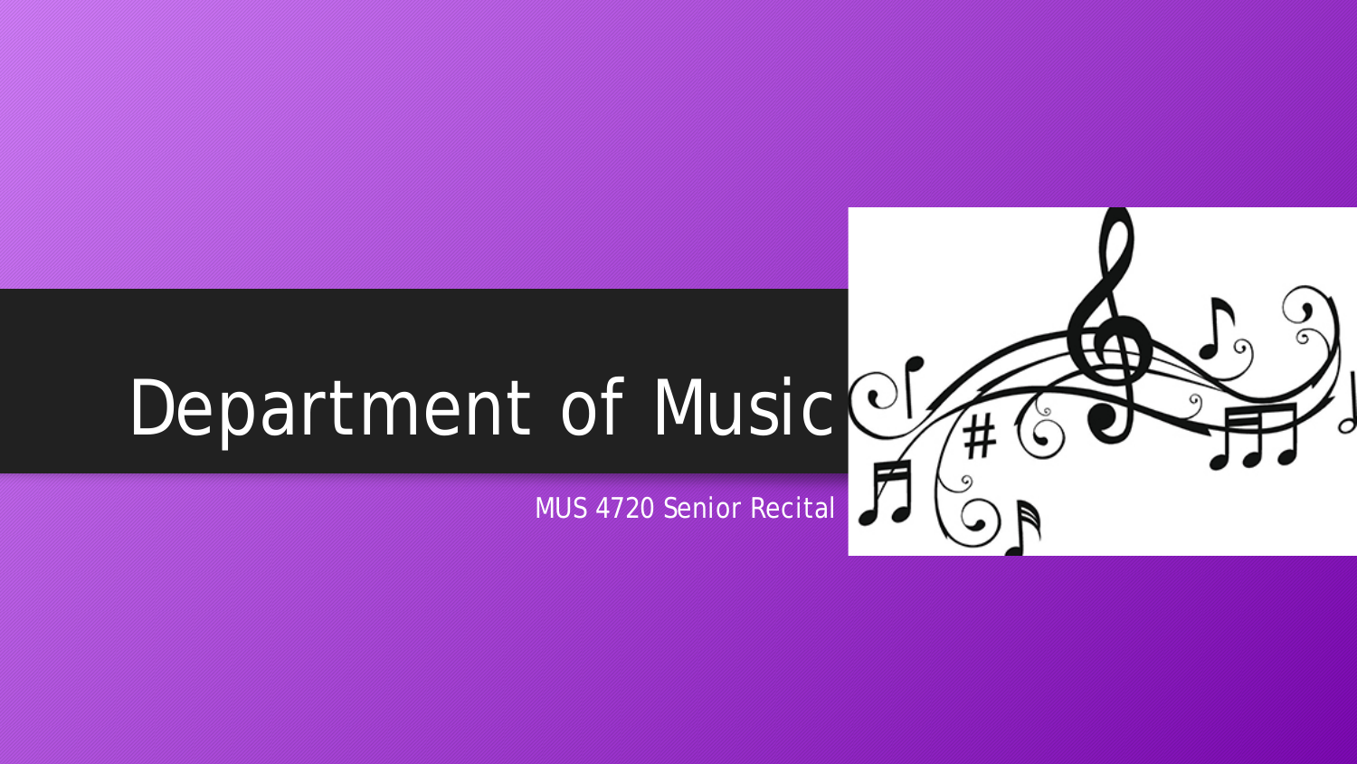# Department of Music

MUS 4720 Senior Recital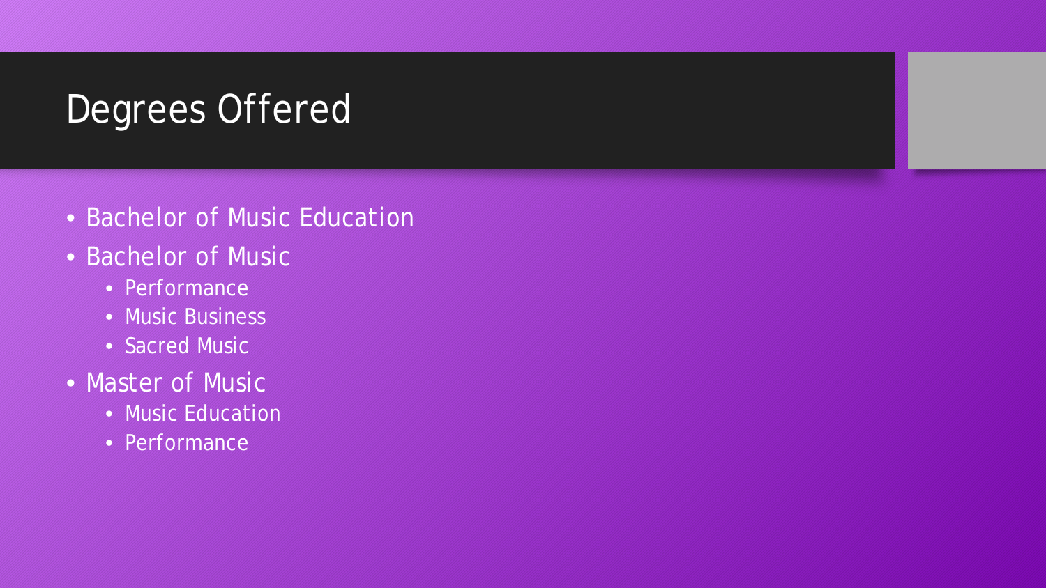# Degrees Offered

- Bachelor of Music Education
- Bachelor of Music
  - Performance
  - Music Business
  - Sacred Music
- Master of Music
  - Music Education
  - Performance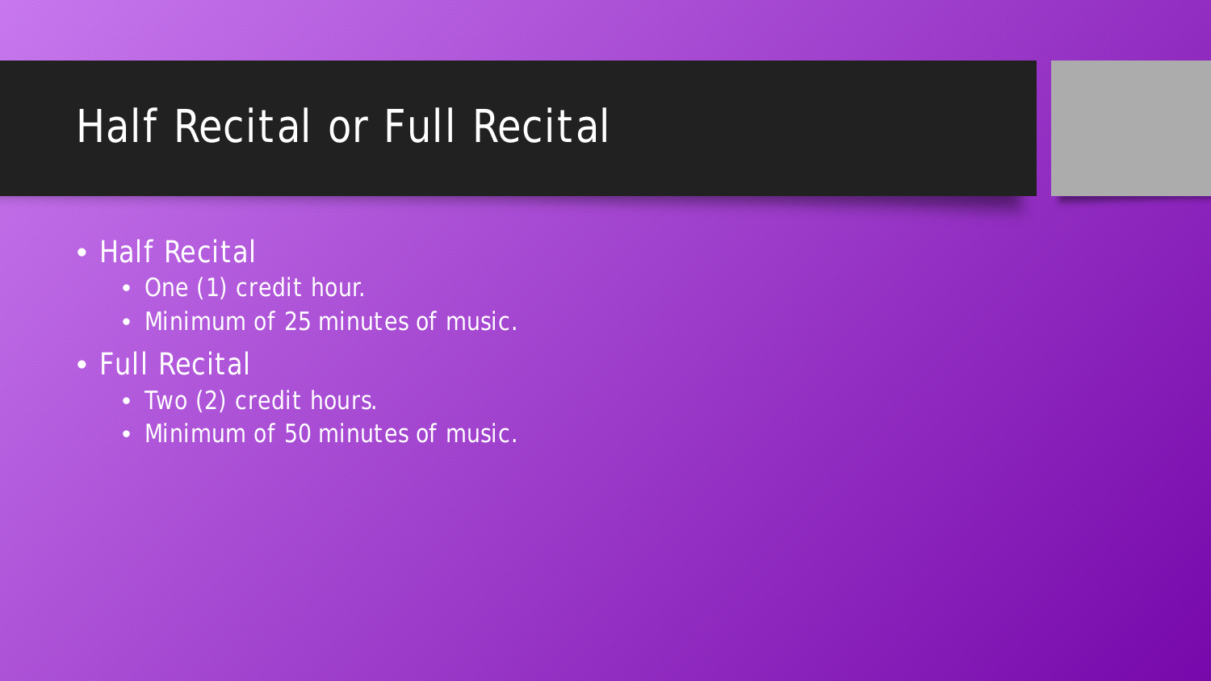# Half Recital or Full Recital

- Half Recital
  - One (1) credit hour.
  - Minimum of 25 minutes of music.
- Full Recital
  - Two (2) credit hours.
  - Minimum of 50 minutes of music.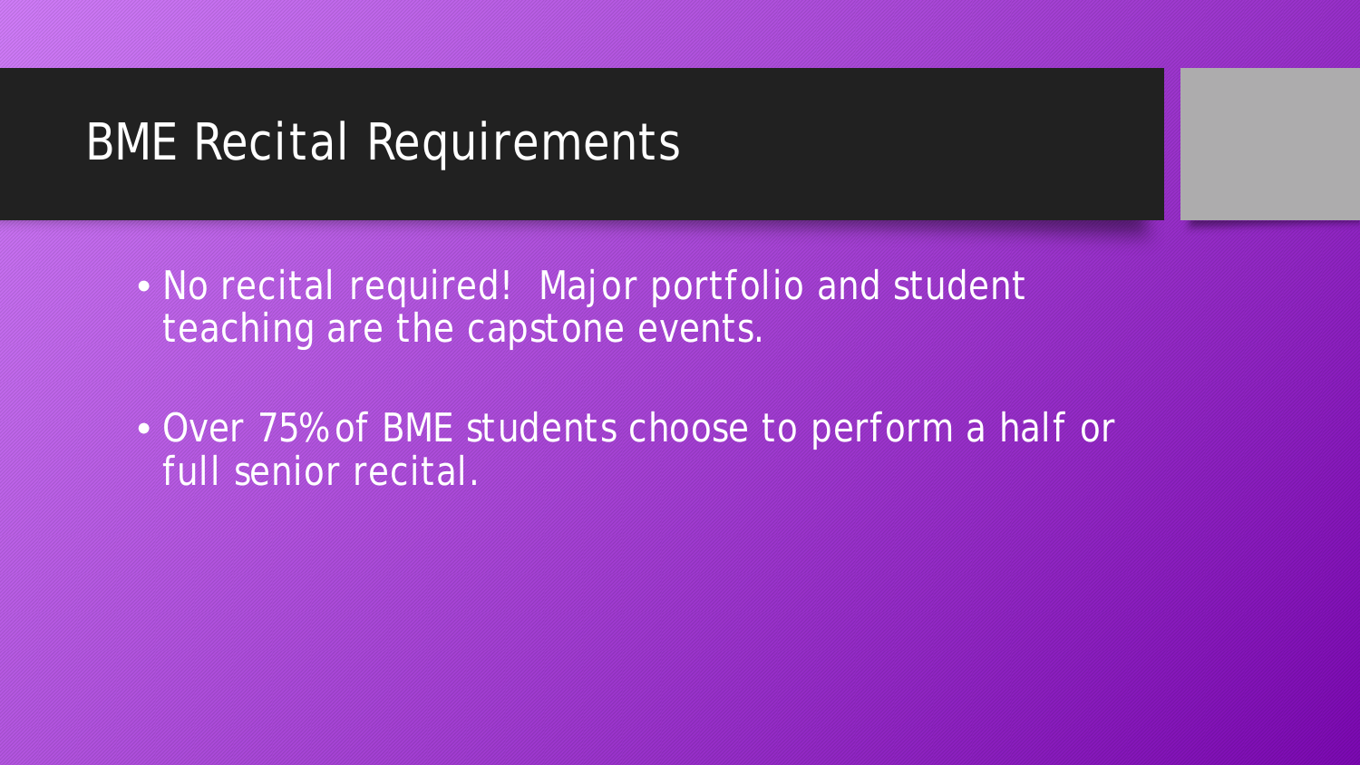# BME Recital Requirements

- No recital required!  Major portfolio and student teaching are the capstone events.
- Over 75% of BME students choose to perform a half or full senior recital.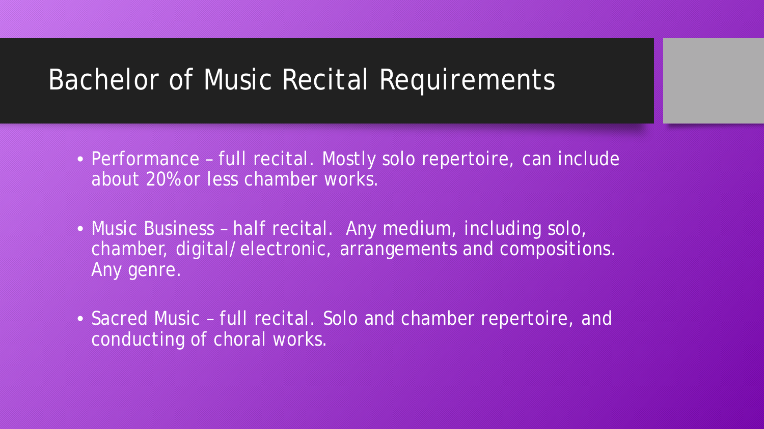# Bachelor of Music Recital Requirements

- Performance – full recital. Mostly solo repertoire, can include about 20% or less chamber works.
- Music Business – half recital. Any medium, including solo, chamber, digital/electronic, arrangements and compositions. Any genre.
- Sacred Music – full recital. Solo and chamber repertoire, and conducting of choral works.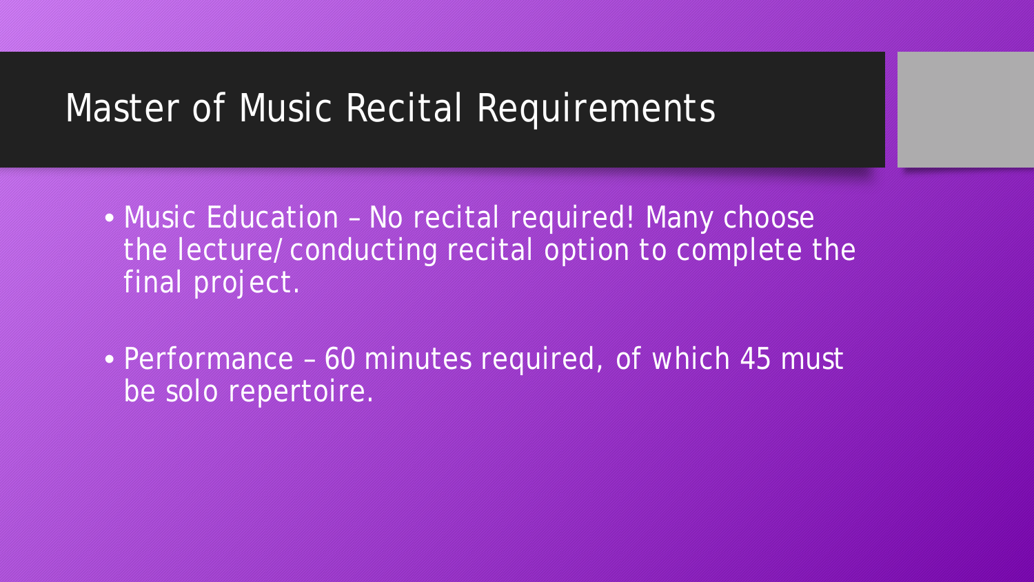# Master of Music Recital Requirements

- Music Education – No recital required! Many choose the lecture/conducting recital option to complete the final project.
- Performance – 60 minutes required, of which 45 must be solo repertoire.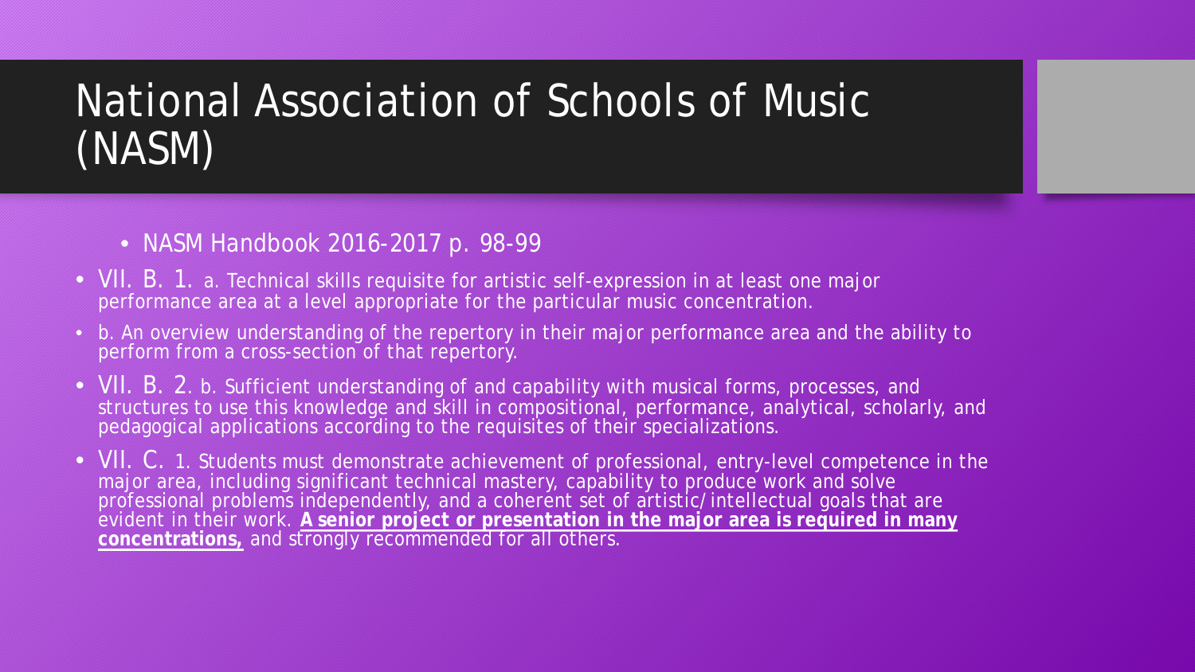# National Association of Schools of Music (NASM)

- NASM Handbook 2016-2017 p. 98-99
- VII. B. 1. a. Technical skills requisite for artistic self-expression in at least one major performance area at a level appropriate for the particular music concentration.
- b. An overview understanding of the repertory in their major performance area and the ability to perform from a cross-section of that repertory.
- VII. B. 2. b. Sufficient understanding of and capability with musical forms, processes, and structures to use this knowledge and skill in compositional, performance, analytical, scholarly, and pedagogical applications according to the requisites of their specializations.
- VII. C. 1. Students must demonstrate achievement of professional, entry-level competence in the major area, including significant technical mastery, capability to produce work and solve professional problems independently, and a coherent set of artistic/intellectual goals that are evident in their work. <u>**A senior project or presentation in the major area is required in many concentrations,**</u> and strongly recommended for all others.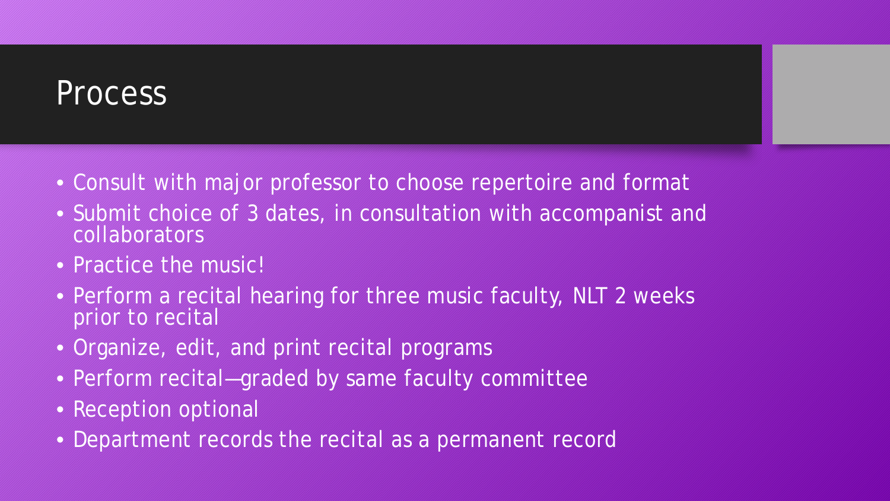# Process

- Consult with major professor to choose repertoire and format
- Submit choice of 3 dates, in consultation with accompanist and collaborators
- Practice the music!
- Perform a recital hearing for three music faculty, NLT 2 weeks prior to recital
- Organize, edit, and print recital programs
- Perform recital—graded by same faculty committee
- Reception optional
- Department records the recital as a permanent record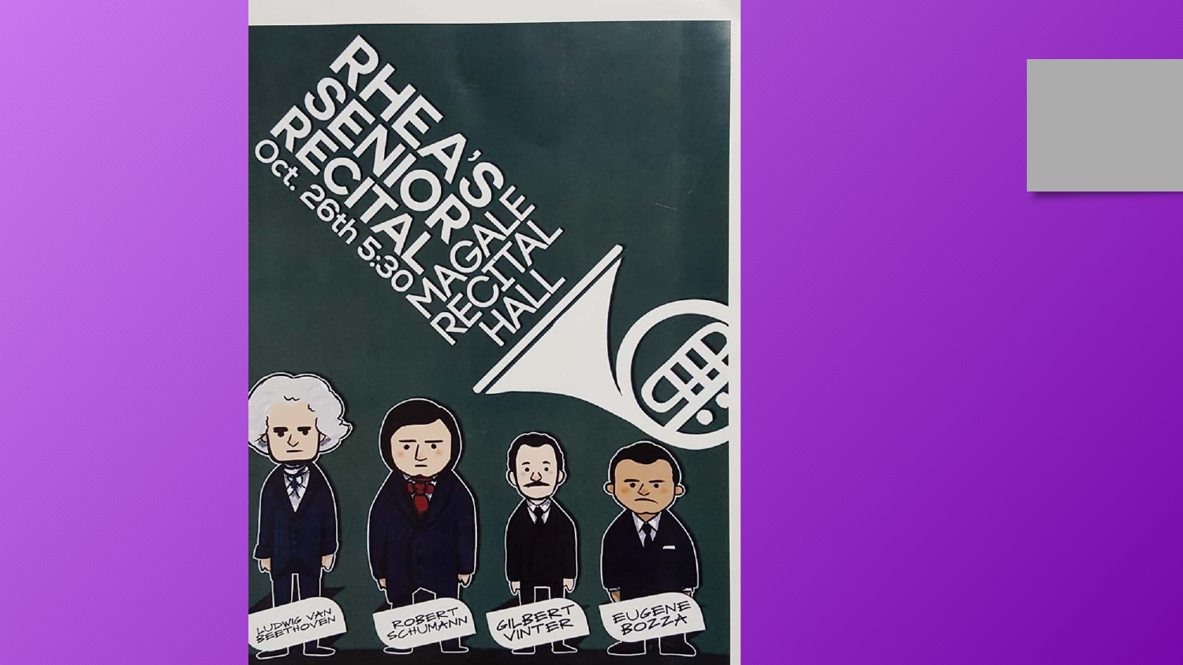# RHEA'S SENIOR RECITAL

Oct. 26th 5:30 MAGALE RECITAL HALL

LUDWIG VAN BEETHOVEN

ROBERT SCHUMANN

GILBERT VINTER

EUGENE BOZZA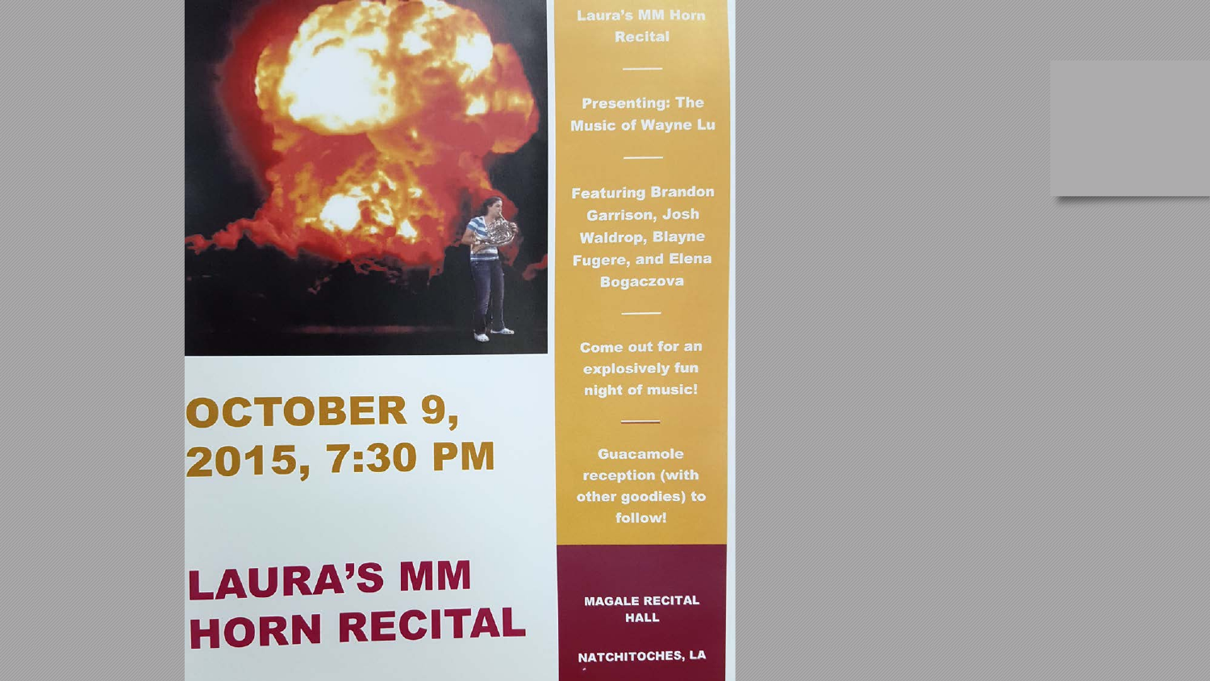# OCTOBER 9, 2015, 7:30 PM

# LAURA'S MM HORN RECITAL

**Laura's MM Horn Recital**

**Presenting: The Music of Wayne Lu**

**Featuring Brandon Garrison, Josh Waldrop, Blayne Fugere, and Elena Bogaczova**

**Come out for an explosively fun night of music!**

**Guacamole reception (with other goodies) to follow!**

**MAGALE RECITAL HALL**

**NATCHITOCHES, LA**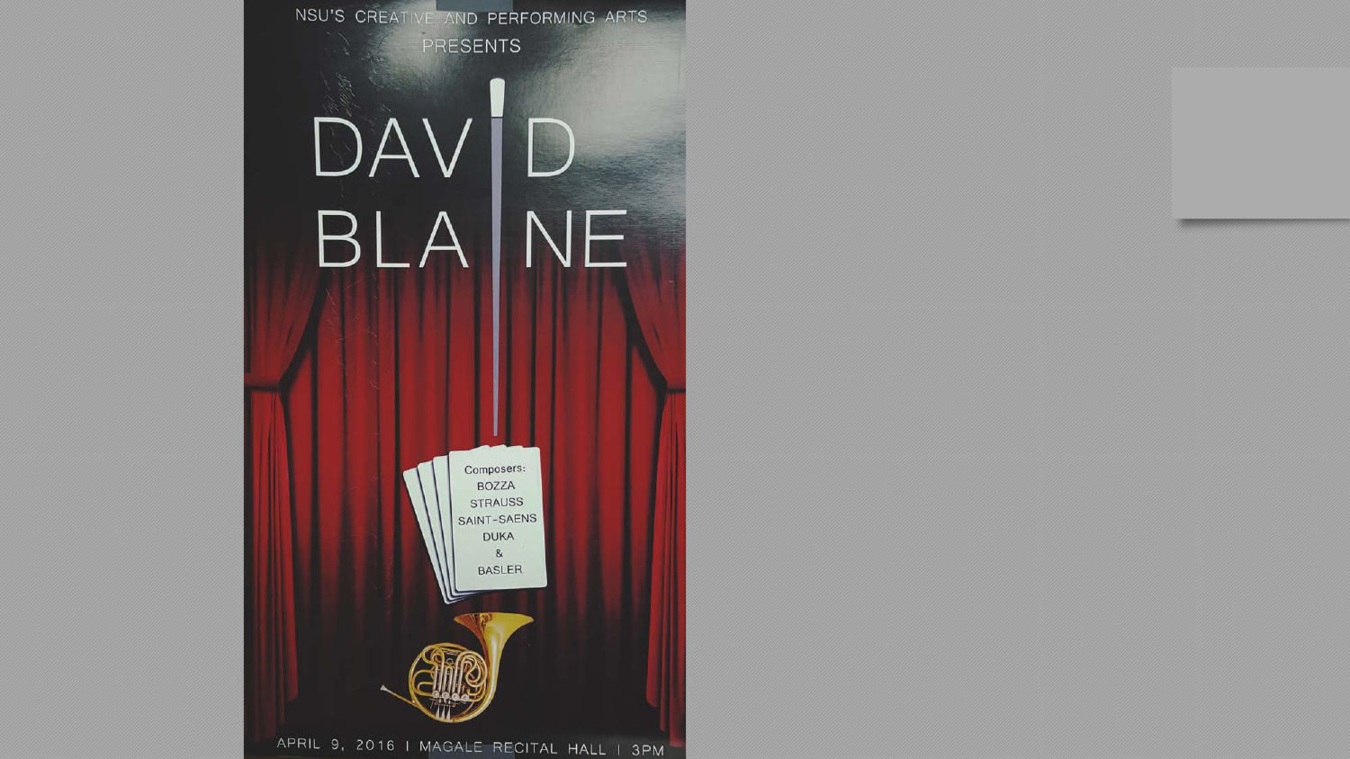NSU'S CREATIVE AND PERFORMING ARTS

PRESENTS

# DAVID BLAINE

Composers:
BOZZA
STRAUSS
SAINT-SAENS
DUKA
&
BASLER

APRIL 9, 2016 | MAGALE RECITAL HALL | 3PM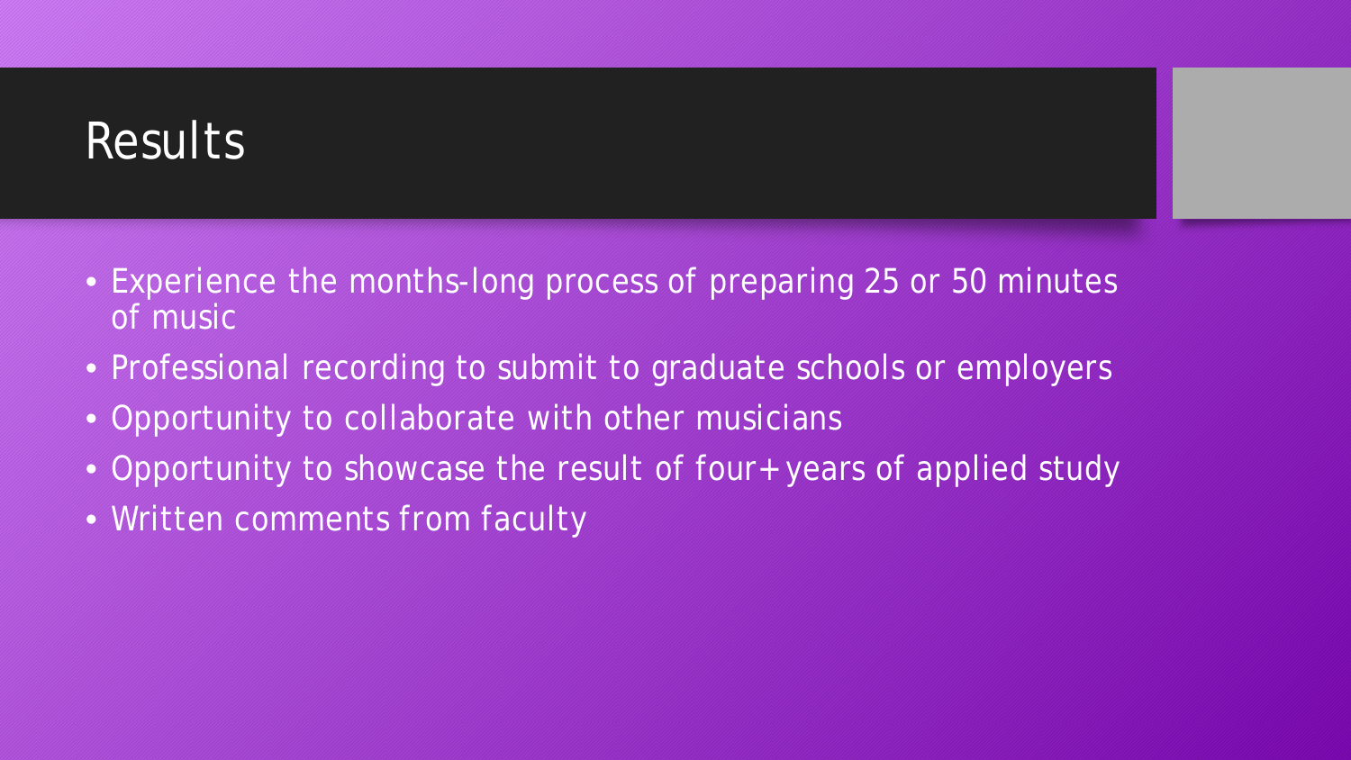# Results

- Experience the months-long process of preparing 25 or 50 minutes of music
- Professional recording to submit to graduate schools or employers
- Opportunity to collaborate with other musicians
- Opportunity to showcase the result of four+ years of applied study
- Written comments from faculty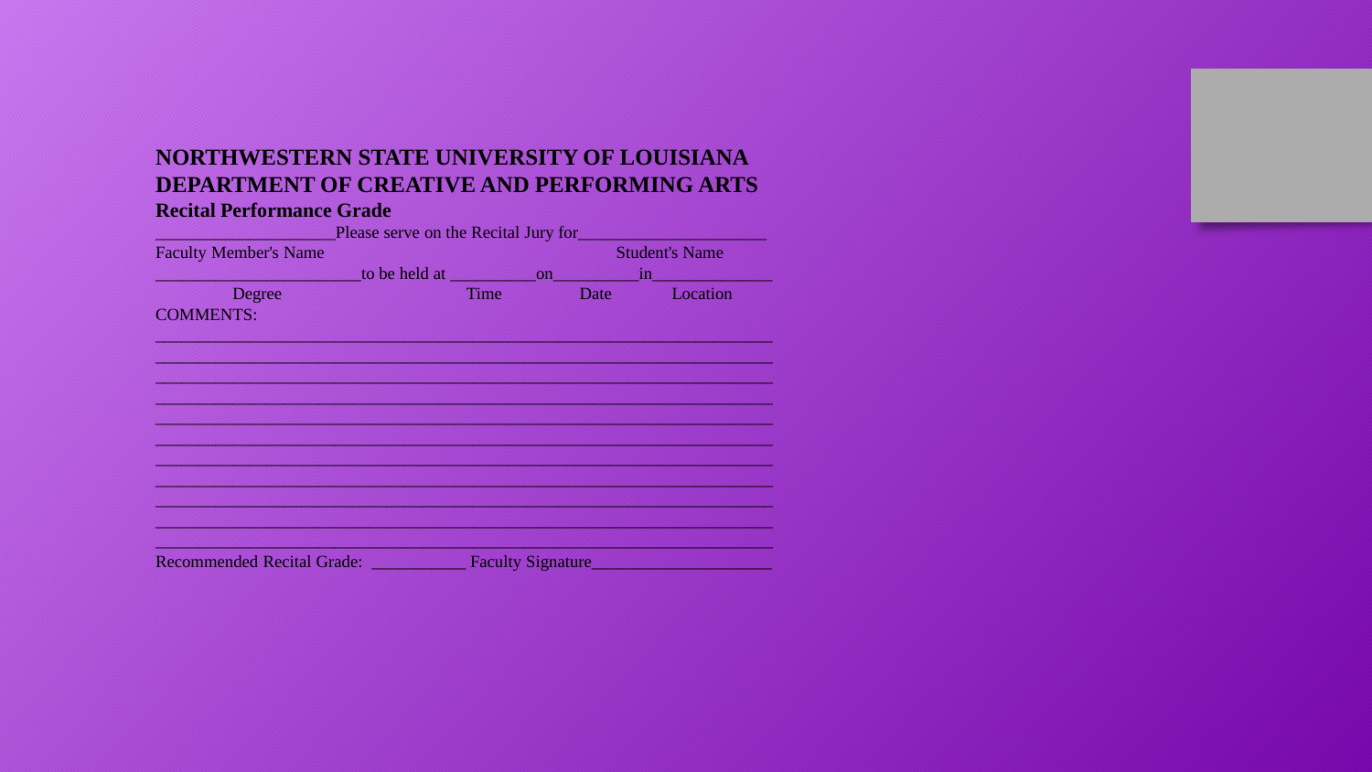# NORTHWESTERN STATE UNIVERSITY OF LOUISIANA
# DEPARTMENT OF CREATIVE AND PERFORMING ARTS

### Recital Performance Grade

____________________Please serve on the Recital Jury for_____________________
Faculty Member's Name                                                                                   Student's Name
_______________________to be held at __________on__________in______________
                Degree                                                         Time                  Date               Location

COMMENTS:

_____________________________________________________________________
_____________________________________________________________________
_____________________________________________________________________
_____________________________________________________________________
_____________________________________________________________________
_____________________________________________________________________
_____________________________________________________________________
_____________________________________________________________________
_____________________________________________________________________
_____________________________________________________________________
_____________________________________________________________________

Recommended Recital Grade:  ___________ Faculty Signature____________________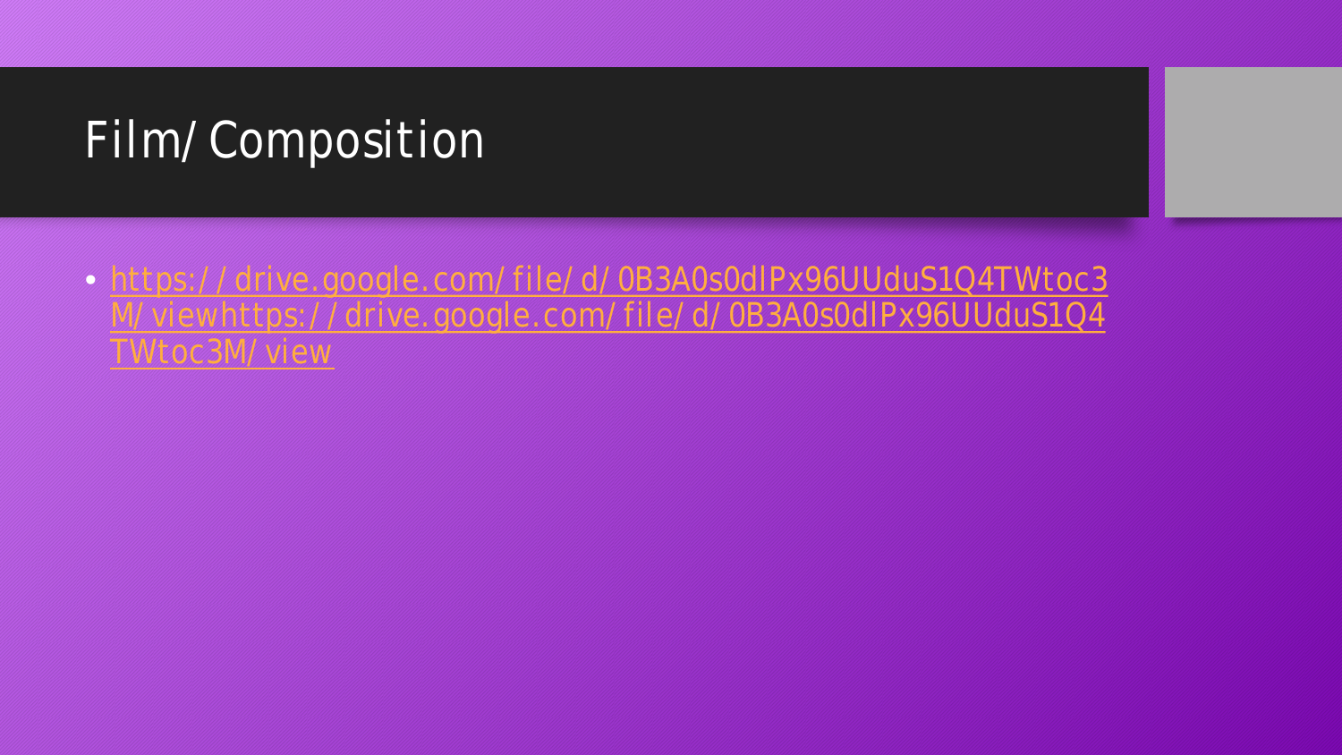# Film/ Composition

- https://drive.google.com/file/d/0B3A0s0dlPx96UUduS1Q4TWtoc3M/viewhttps://drive.google.com/file/d/0B3A0s0dlPx96UUduS1Q4TWtoc3M/view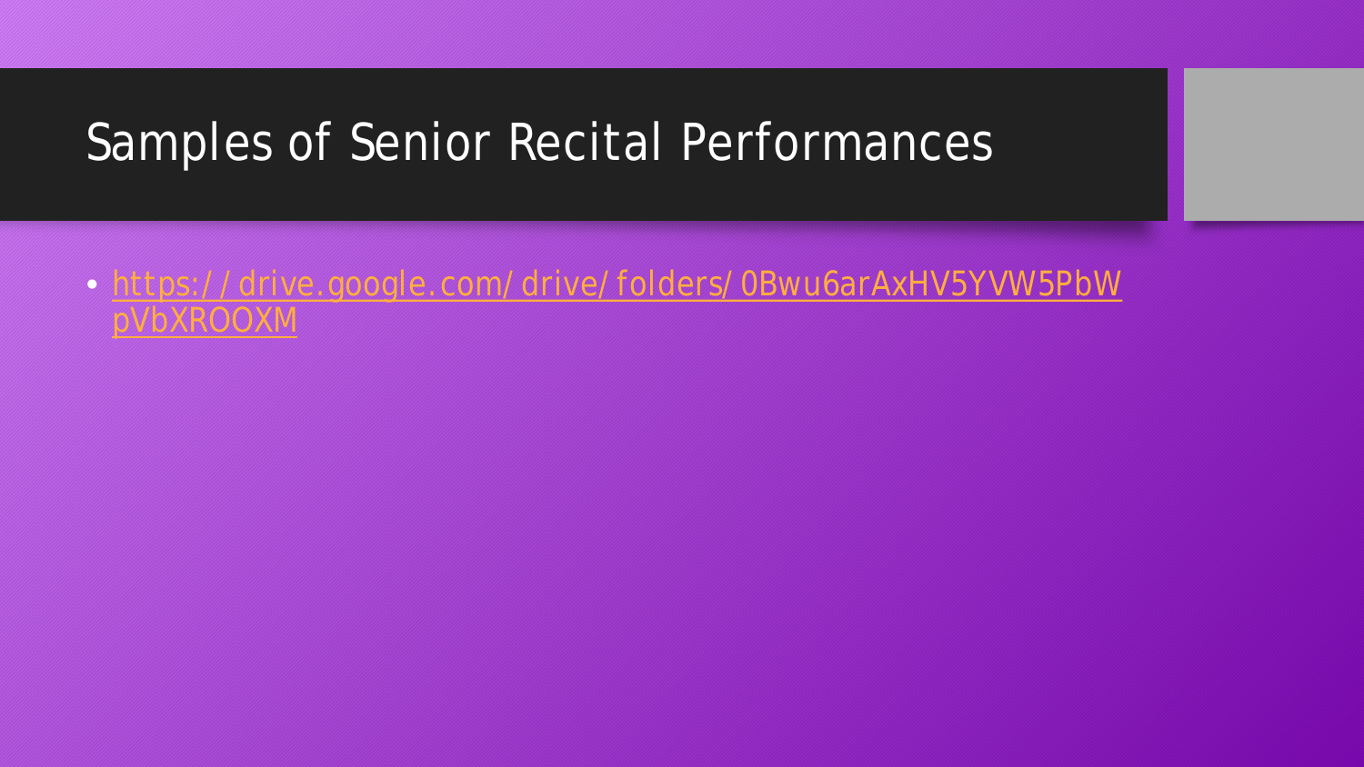# Samples of Senior Recital Performances

- https://drive.google.com/drive/folders/0Bwu6arAxHV5YVW5PbWpVbXROOXM